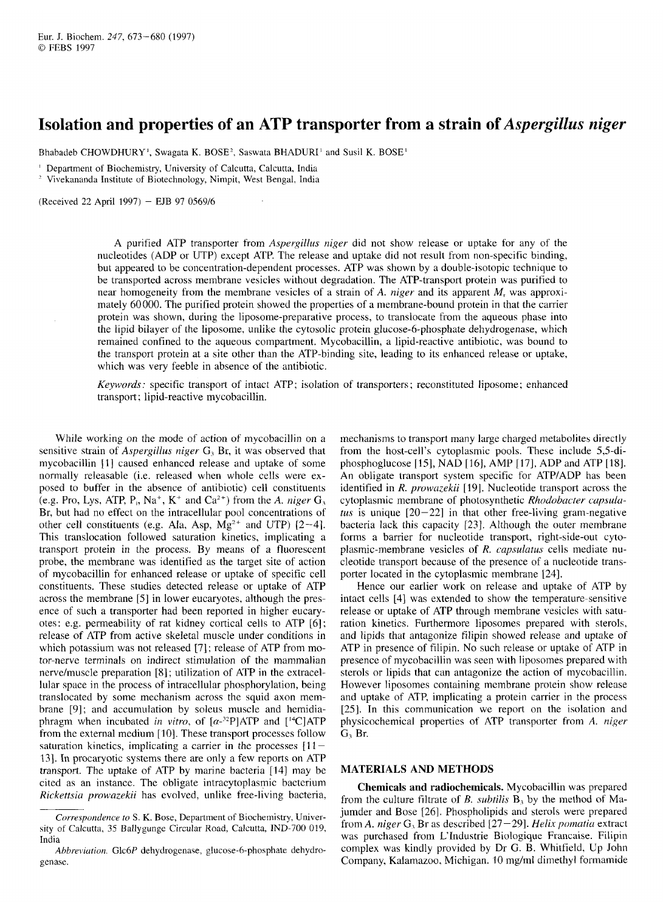# Isolation and properties of an ATP transporter from a strain of *Aspergillus niger*

Bhabadeb CHOWDHURY[1], Swagata K. BOSE[2], Saswata BHADURI[1] and Susil K. BOSE[1]

[1] Department of Biochemistry, University of Calcutta, Calcutta, India
[2] Vivekananda Institute of Biotechnology, Nimpit, West Bengal, India

(Received 22 April 1997) – EJB 97 0569/6

A purified ATP transporter from *Aspergillus niger* did not show release or uptake for any of the nucleotides (ADP or UTP) except ATP. The release and uptake did not result from non-specific binding, but appeared to be concentration-dependent processes. ATP was shown by a double-isotopic technique to be transported across membrane vesicles without degradation. The ATP-transport protein was purified to near homogeneity from the membrane vesicles of a strain of *A. niger* and its apparent $M_r$ was approximately 60000. The purified protein showed the properties of a membrane-bound protein in that the carrier protein was shown, during the liposome-preparative process, to translocate from the aqueous phase into the lipid bilayer of the liposome, unlike the cytosolic protein glucose-6-phosphate dehydrogenase, which remained confined to the aqueous compartment. Mycobacillin, a lipid-reactive antibiotic, was bound to the transport protein at a site other than the ATP-binding site, leading to its enhanced release or uptake, which was very feeble in absence of the antibiotic.

*Keywords:* specific transport of intact ATP; isolation of transporters; reconstituted liposome; enhanced transport; lipid-reactive mycobacillin.

While working on the mode of action of mycobacillin on a sensitive strain of *Aspergillus niger* $G_3$ Br, it was observed that mycobacillin [1] caused enhanced release and uptake of some normally releasable (i.e. released when whole cells were exposed to buffer in the absence of antibiotic) cell constituents (e.g. Pro, Lys, ATP, $P_i$, $Na^+$, $K^+$ and $Ca^{2+}$) from the *A. niger* $G_3$ Br, but had no effect on the intracellular pool concentrations of other cell constituents (e.g. Ala, Asp, $Mg^{2+}$ and UTP) [2–4]. This translocation followed saturation kinetics, implicating a transport protein in the process. By means of a fluorescent probe, the membrane was identified as the target site of action of mycobacillin for enhanced release or uptake of specific cell constituents. These studies detected release or uptake of ATP across the membrane [5] in lower eucaryotes, although the presence of such a transporter had been reported in higher eucaryotes: e.g. permeability of rat kidney cortical cells to ATP [6]; release of ATP from active skeletal muscle under conditions in which potassium was not released [7]; release of ATP from motor-nerve terminals on indirect stimulation of the mammalian nerve/muscle preparation [8]; utilization of ATP in the extracellular space in the process of intracellular phosphorylation, being translocated by some mechanism across the squid axon membrane [9]; and accumulation by soleus muscle and hemidiaphragm when incubated *in vitro*, of [$\alpha$-$^{32}$P]ATP and [$^{14}$C]ATP from the external medium [10]. These transport processes follow saturation kinetics, implicating a carrier in the processes [11–13]. In procaryotic systems there are only a few reports on ATP transport. The uptake of ATP by marine bacteria [14] may be cited as an instance. The obligate intracytoplasmic bacterium *Rickettsia prowazekii* has evolved, unlike free-living bacteria, mechanisms to transport many large charged metabolites directly from the host-cell's cytoplasmic pools. These include 5,5-diphosphoglucose [15], NAD [16], AMP [17], ADP and ATP [18]. An obligate transport system specific for ATP/ADP has been identified in *R. prowazekii* [19]. Nucleotide transport across the cytoplasmic membrane of photosynthetic *Rhodobacter capsulatus* is unique [20–22] in that other free-living gram-negative bacteria lack this capacity [23]. Although the outer membrane forms a barrier for nucleotide transport, right-side-out cytoplasmic-membrane vesicles of *R. capsulatus* cells mediate nucleotide transport because of the presence of a nucleotide transporter located in the cytoplasmic membrane [24].

Hence our earlier work on release and uptake of ATP by intact cells [4] was extended to show the temperature-sensitive release or uptake of ATP through membrane vesicles with saturation kinetics. Furthermore liposomes prepared with sterols, and lipids that antagonize filipin showed release and uptake of ATP in presence of filipin. No such release or uptake of ATP in presence of mycobacillin was seen with liposomes prepared with sterols or lipids that can antagonize the action of mycobacillin. However liposomes containing membrane protein show release and uptake of ATP, implicating a protein carrier in the process [25]. In this communication we report on the isolation and physicochemical properties of ATP transporter from *A. niger* $G_3$ Br.

## MATERIALS AND METHODS

**Chemicals and radiochemicals.** Mycobacillin was prepared from the culture filtrate of *B. subtilis* $B_3$ by the method of Majumder and Bose [26]. Phospholipids and sterols were prepared from *A. niger* $G_3$ Br as described [27–29]. *Helix pomatia* extract was purchased from L'Industrie Biologique Francaise. Filipin complex was kindly provided by Dr G. B. Whitfield, Up John Company, Kalamazoo, Michigan. 10 mg/ml dimethyl formamide

*Correspondence to* S. K. Bose, Department of Biochemistry, University of Calcutta, 35 Ballygunge Circular Road, Calcutta, IND-700 019, India

*Abbreviation.* Glc6P dehydrogenase, glucose-6-phosphate dehydrogenase.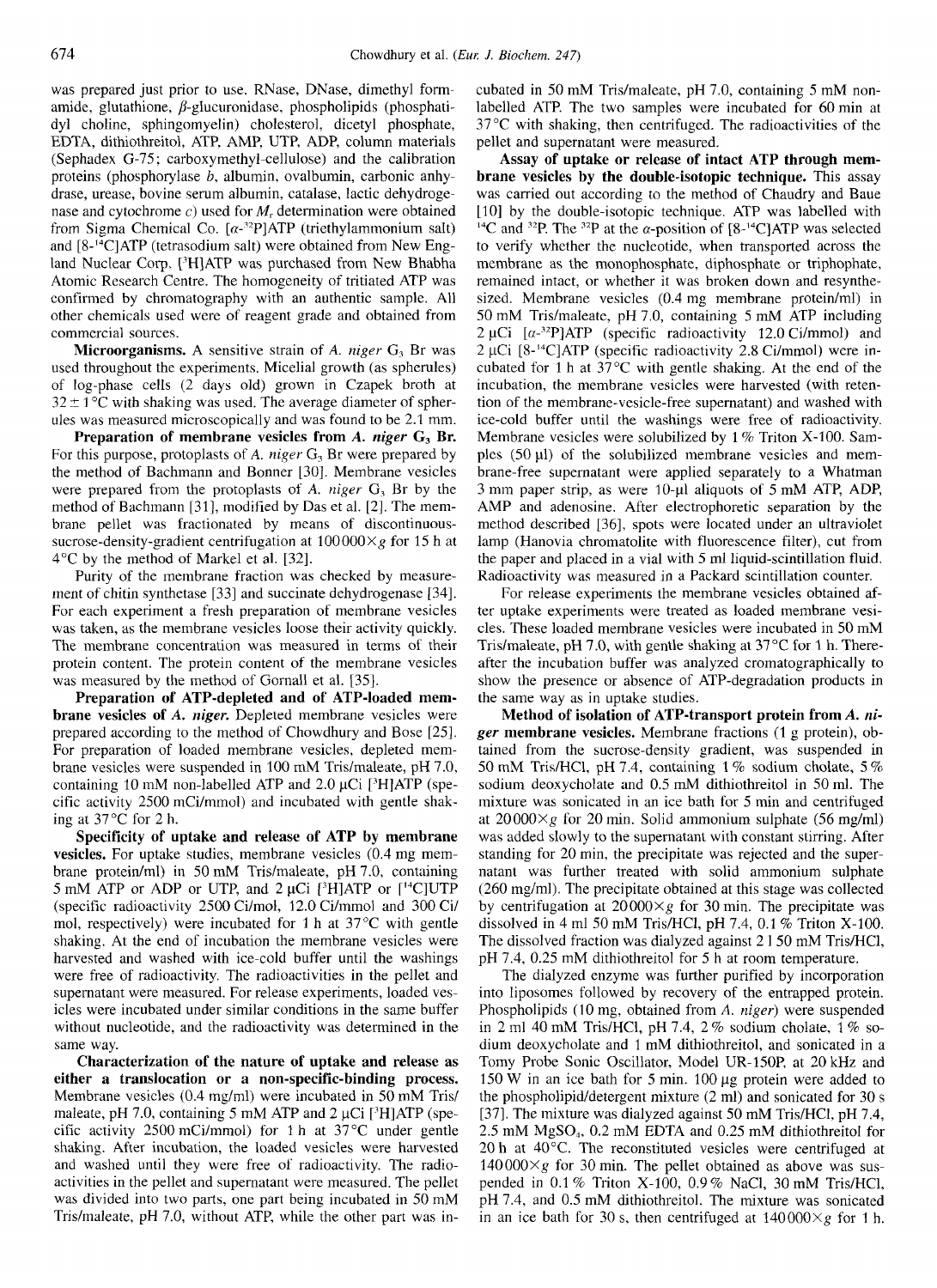was prepared just prior to use. RNase, DNase, dimethyl formamide, glutathione, β-glucuronidase, phospholipids (phosphatidyl choline, sphingomyelin) cholesterol, dicetyl phosphate, EDTA, dithiothreitol, ATP, AMP, UTP, ADP, column materials (Sephadex G-75; carboxymethyl-cellulose) and the calibration proteins (phosphorylase $b$, albumin, ovalbumin, carbonic anhydrase, urease, bovine serum albumin, catalase, lactic dehydrogenase and cytochrome $c$) used for $M_r$ determination were obtained from Sigma Chemical Co. [$\alpha$-$^{32}$P]ATP (triethylammonium salt) and [8-$^{14}$C]ATP (tetrasodium salt) were obtained from New England Nuclear Corp. [$^{3}$H]ATP was purchased from New Bhabha Atomic Research Centre. The homogeneity of tritiated ATP was confirmed by chromatography with an authentic sample. All other chemicals used were of reagent grade and obtained from commercial sources.

**Microorganisms.** A sensitive strain of *A. niger* $G_3$ Br was used throughout the experiments. Micelial growth (as spherules) of log-phase cells (2 days old) grown in Czapek broth at $32 \pm 1\,°C$ with shaking was used. The average diameter of spherules was measured microscopically and was found to be 2.1 mm.

**Preparation of membrane vesicles from *A. niger* $G_3$ Br.** For this purpose, protoplasts of *A. niger* $G_3$ Br were prepared by the method of Bachmann and Bonner [30]. Membrane vesicles were prepared from the protoplasts of *A. niger* $G_3$ Br by the method of Bachmann [31], modified by Das et al. [2]. The membrane pellet was fractionated by means of discontinuous-sucrose-density-gradient centrifugation at $100000 \times g$ for 15 h at 4°C by the method of Markel et al. [32].

Purity of the membrane fraction was checked by measurement of chitin synthetase [33] and succinate dehydrogenase [34]. For each experiment a fresh preparation of membrane vesicles was taken, as the membrane vesicles loose their activity quickly. The membrane concentration was measured in terms of their protein content. The protein content of the membrane vesicles was measured by the method of Gornall et al. [35].

**Preparation of ATP-depleted and of ATP-loaded membrane vesicles of *A. niger*.** Depleted membrane vesicles were prepared according to the method of Chowdhury and Bose [25]. For preparation of loaded membrane vesicles, depleted membrane vesicles were suspended in 100 mM Tris/maleate, pH 7.0, containing 10 mM non-labelled ATP and 2.0 μCi [$^{3}$H]ATP (specific activity 2500 mCi/mmol) and incubated with gentle shaking at 37°C for 2 h.

**Specificity of uptake and release of ATP by membrane vesicles.** For uptake studies, membrane vesicles (0.4 mg membrane protein/ml) in 50 mM Tris/maleate, pH 7.0, containing 5 mM ATP or ADP or UTP, and 2 μCi [$^{3}$H]ATP or [$^{14}$C]UTP (specific radioactivity 2500 Ci/mol, 12.0 Ci/mmol and 300 Ci/mol, respectively) were incubated for 1 h at 37°C with gentle shaking. At the end of incubation the membrane vesicles were harvested and washed with ice-cold buffer until the washings were free of radioactivity. The radioactivities in the pellet and supernatant were measured. For release experiments, loaded vesicles were incubated under similar conditions in the same buffer without nucleotide, and the radioactivity was determined in the same way.

**Characterization of the nature of uptake and release as either a translocation or a non-specific-binding process.** Membrane vesicles (0.4 mg/ml) were incubated in 50 mM Tris/maleate, pH 7.0, containing 5 mM ATP and 2 μCi [$^{3}$H]ATP (specific activity 2500 mCi/mmol) for 1 h at 37°C under gentle shaking. After incubation, the loaded vesicles were harvested and washed until they were free of radioactivity. The radioactivities in the pellet and supernatant were measured. The pellet was divided into two parts, one part being incubated in 50 mM Tris/maleate, pH 7.0, without ATP, while the other part was incubated in 50 mM Tris/maleate, pH 7.0, containing 5 mM non-labelled ATP. The two samples were incubated for 60 min at 37°C with shaking, then centrifuged. The radioactivities of the pellet and supernatant were measured.

**Assay of uptake or release of intact ATP through membrane vesicles by the double-isotopic technique.** This assay was carried out according to the method of Chaudry and Baue [10] by the double-isotopic technique. ATP was labelled with $^{14}$C and $^{32}$P. The $^{32}$P at the $\alpha$-position of [8-$^{14}$C]ATP was selected to verify whether the nucleotide, when transported across the membrane as the monophosphate, diphosphate or triphophate, remained intact, or whether it was broken down and resynthesized. Membrane vesicles (0.4 mg membrane protein/ml) in 50 mM Tris/maleate, pH 7.0, containing 5 mM ATP including 2 μCi [$\alpha$-$^{32}$P]ATP (specific radioactivity 12.0 Ci/mmol) and 2 μCi [8-$^{14}$C]ATP (specific radioactivity 2.8 Ci/mmol) were incubated for 1 h at 37°C with gentle shaking. At the end of the incubation, the membrane vesicles were harvested (with retention of the membrane-vesicle-free supernatant) and washed with ice-cold buffer until the washings were free of radioactivity. Membrane vesicles were solubilized by 1% Triton X-100. Samples (50 μl) of the solubilized membrane vesicles and membrane-free supernatant were applied separately to a Whatman 3 mm paper strip, as were 10-μl aliquots of 5 mM ATP, ADP, AMP and adenosine. After electrophoretic separation by the method described [36], spots were located under an ultraviolet lamp (Hanovia chromatolite with fluorescence filter), cut from the paper and placed in a vial with 5 ml liquid-scintillation fluid. Radioactivity was measured in a Packard scintillation counter.

For release experiments the membrane vesicles obtained after uptake experiments were treated as loaded membrane vesicles. These loaded membrane vesicles were incubated in 50 mM Tris/maleate, pH 7.0, with gentle shaking at 37°C for 1 h. Thereafter the incubation buffer was analyzed cromatographically to show the presence or absence of ATP-degradation products in the same way as in uptake studies.

**Method of isolation of ATP-transport protein from *A. niger* membrane vesicles.** Membrane fractions (1 g protein), obtained from the sucrose-density gradient, was suspended in 50 mM Tris/HCl, pH 7.4, containing 1% sodium cholate, 5% sodium deoxycholate and 0.5 mM dithiothreitol in 50 ml. The mixture was sonicated in an ice bath for 5 min and centrifuged at $20000 \times g$ for 20 min. Solid ammonium sulphate (56 mg/ml) was added slowly to the supernatant with constant stirring. After standing for 20 min, the precipitate was rejected and the supernatant was further treated with solid ammonium sulphate (260 mg/ml). The precipitate obtained at this stage was collected by centrifugation at $20000 \times g$ for 30 min. The precipitate was dissolved in 4 ml 50 mM Tris/HCl, pH 7.4, 0.1% Triton X-100. The dissolved fraction was dialyzed against 2 l 50 mM Tris/HCl, pH 7.4, 0.25 mM dithiothreitol for 5 h at room temperature.

The dialyzed enzyme was further purified by incorporation into liposomes followed by recovery of the entrapped protein. Phospholipids (10 mg, obtained from *A. niger*) were suspended in 2 ml 40 mM Tris/HCl, pH 7.4, 2% sodium cholate, 1% sodium deoxycholate and 1 mM dithiothreitol, and sonicated in a Tomy Probe Sonic Oscillator, Model UR-150P, at 20 kHz and 150 W in an ice bath for 5 min. 100 μg protein were added to the phospholipid/detergent mixture (2 ml) and sonicated for 30 s [37]. The mixture was dialyzed against 50 mM Tris/HCl, pH 7.4, 2.5 mM $MgSO_4$, 0.2 mM EDTA and 0.25 mM dithiothreitol for 20 h at 40°C. The reconstituted vesicles were centrifuged at $140000 \times g$ for 30 min. The pellet obtained as above was suspended in 0.1% Triton X-100, 0.9% NaCl, 30 mM Tris/HCl, pH 7.4, and 0.5 mM dithiothreitol. The mixture was sonicated in an ice bath for 30 s, then centrifuged at $140000 \times g$ for 1 h.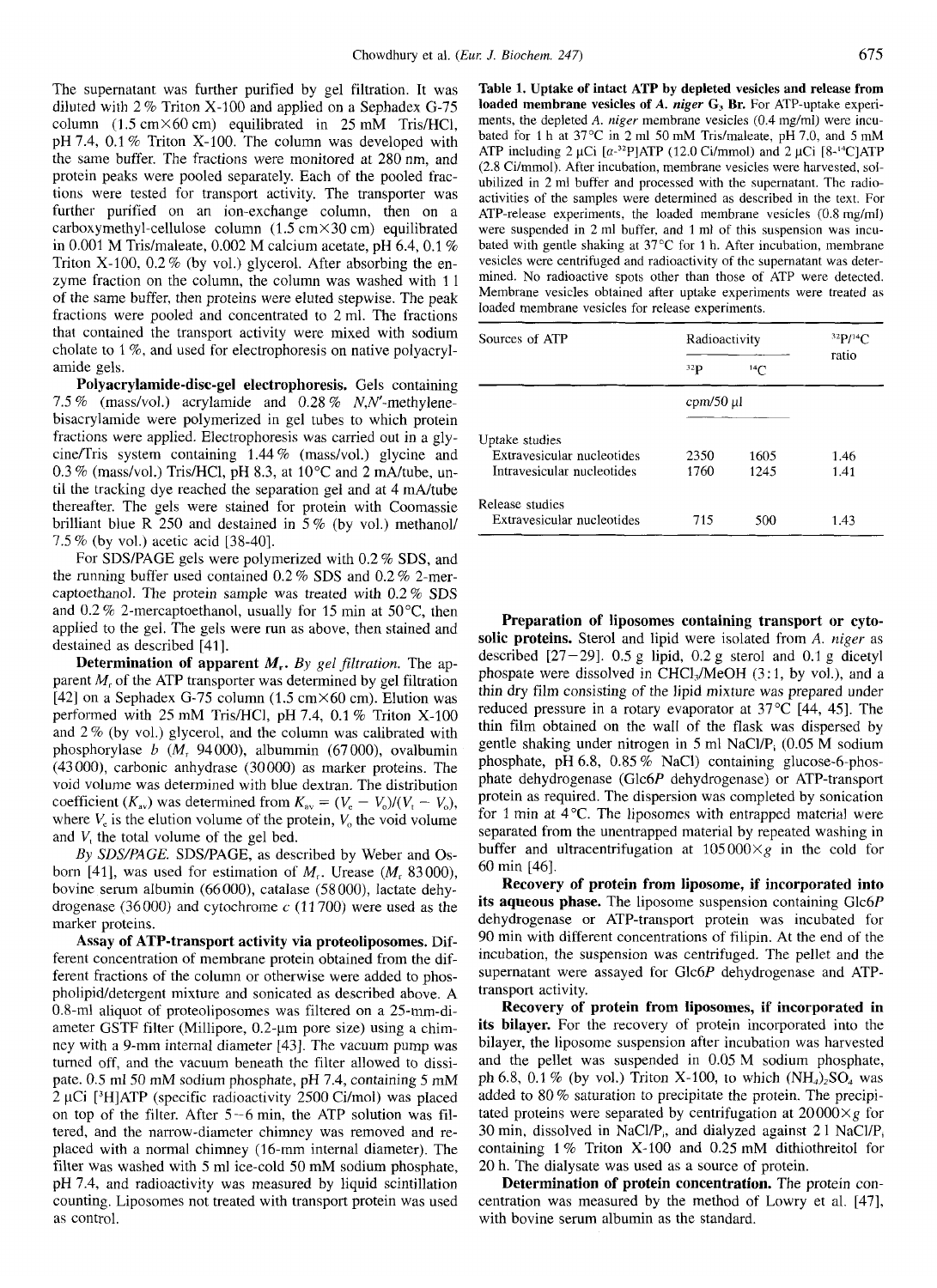The supernatant was further purified by gel filtration. It was diluted with 2 % Triton X-100 and applied on a Sephadex G-75 column (1.5 cm×60 cm) equilibrated in 25 mM Tris/HCl, pH 7.4, 0.1 % Triton X-100. The column was developed with the same buffer. The fractions were monitored at 280 nm, and protein peaks were pooled separately. Each of the pooled fractions were tested for transport activity. The transporter was further purified on an ion-exchange column, then on a carboxymethyl-cellulose column (1.5 cm×30 cm) equilibrated in 0.001 M Tris/maleate, 0.002 M calcium acetate, pH 6.4, 0.1 % Triton X-100, 0.2 % (by vol.) glycerol. After absorbing the enzyme fraction on the column, the column was washed with 1 l of the same buffer, then proteins were eluted stepwise. The peak fractions were pooled and concentrated to 2 ml. The fractions that contained the transport activity were mixed with sodium cholate to 1 %, and used for electrophoresis on native polyacrylamide gels.

**Polyacrylamide-disc-gel electrophoresis.** Gels containing 7.5 % (mass/vol.) acrylamide and 0.28 % *N,N'*-methylenebisacrylamide were polymerized in gel tubes to which protein fractions were applied. Electrophoresis was carried out in a glycine/Tris system containing 1.44 % (mass/vol.) glycine and 0.3 % (mass/vol.) Tris/HCl, pH 8.3, at 10°C and 2 mA/tube, until the tracking dye reached the separation gel and at 4 mA/tube thereafter. The gels were stained for protein with Coomassie brilliant blue R 250 and destained in 5 % (by vol.) methanol/7.5 % (by vol.) acetic acid [38-40].

For SDS/PAGE gels were polymerized with 0.2 % SDS, and the running buffer used contained 0.2 % SDS and 0.2 % 2-mercaptoethanol. The protein sample was treated with 0.2 % SDS and 0.2 % 2-mercaptoethanol, usually for 15 min at 50°C, then applied to the gel. The gels were run as above, then stained and destained as described [41].

**Determination of apparent $M_r$.** *By gel filtration.* The apparent $M_r$ of the ATP transporter was determined by gel filtration [42] on a Sephadex G-75 column (1.5 cm×60 cm). Elution was performed with 25 mM Tris/HCl, pH 7.4, 0.1 % Triton X-100 and 2 % (by vol.) glycerol, and the column was calibrated with phosphorylase *b* ($M_r$ 94000), albummin (67000), ovalbumin (43000), carbonic anhydrase (30000) as marker proteins. The void volume was determined with blue dextran. The distribution coefficient ($K_{av}$) was determined from $K_{av} = (V_e - V_o)/(V_t - V_o)$, where $V_e$ is the elution volume of the protein, $V_o$ the void volume and $V_t$ the total volume of the gel bed.

*By SDS/PAGE.* SDS/PAGE, as described by Weber and Osborn [41], was used for estimation of $M_r$. Urease ($M_r$ 83000), bovine serum albumin (66000), catalase (58000), lactate dehydrogenase (36000) and cytochrome *c* (11700) were used as the marker proteins.

**Assay of ATP-transport activity via proteoliposomes.** Different concentration of membrane protein obtained from the different fractions of the column or otherwise were added to phospholipid/detergent mixture and sonicated as described above. A 0.8-ml aliquot of proteoliposomes was filtered on a 25-mm-diameter GSTF filter (Millipore, 0.2-μm pore size) using a chimney with a 9-mm internal diameter [43]. The vacuum pump was turned off, and the vacuum beneath the filter allowed to dissipate. 0.5 ml 50 mM sodium phosphate, pH 7.4, containing 5 mM 2 μCi [$^3$H]ATP (specific radioactivity 2500 Ci/mol) was placed on top of the filter. After 5–6 min, the ATP solution was filtered, and the narrow-diameter chimney was removed and replaced with a normal chimney (16-mm internal diameter). The filter was washed with 5 ml ice-cold 50 mM sodium phosphate, pH 7.4, and radioactivity was measured by liquid scintillation counting. Liposomes not treated with transport protein was used as control.

**Table 1. Uptake of intact ATP by depleted vesicles and release from loaded membrane vesicles of *A. niger* G$_3$ Br.** For ATP-uptake experiments, the depleted *A. niger* membrane vesicles (0.4 mg/ml) were incubated for 1 h at 37°C in 2 ml 50 mM Tris/maleate, pH 7.0, and 5 mM ATP including 2 μCi [α-$^{32}$P]ATP (12.0 Ci/mmol) and 2 μCi [8-$^{14}$C]ATP (2.8 Ci/mmol). After incubation, membrane vesicles were harvested, solubilized in 2 ml buffer and processed with the supernatant. The radioactivities of the samples were determined as described in the text. For ATP-release experiments, the loaded membrane vesicles (0.8 mg/ml) were suspended in 2 ml buffer, and 1 ml of this suspension was incubated with gentle shaking at 37°C for 1 h. After incubation, membrane vesicles were centrifuged and radioactivity of the supernatant was determined. No radioactive spots other than those of ATP were detected. Membrane vesicles obtained after uptake experiments were treated as loaded membrane vesicles for release experiments.

| Sources of ATP | Radioactivity | | $^{32}$P/$^{14}$C ratio |
|---|---|---|---|
| | $^{32}$P | $^{14}$C | |
| | cpm/50 μl | | |
| Uptake studies | | | |
| Extravesicular nucleotides | 2350 | 1605 | 1.46 |
| Intravesicular nucleotides | 1760 | 1245 | 1.41 |
| Release studies | | | |
| Extravesicular nucleotides | 715 | 500 | 1.43 |

**Preparation of liposomes containing transport or cytosolic proteins.** Sterol and lipid were isolated from *A. niger* as described [27–29]. 0.5 g lipid, 0.2 g sterol and 0.1 g dicetyl phospate were dissolved in $CHCl_3$/MeOH (3:1, by vol.), and a thin dry film consisting of the lipid mixture was prepared under reduced pressure in a rotary evaporator at 37°C [44, 45]. The thin film obtained on the wall of the flask was dispersed by gentle shaking under nitrogen in 5 ml NaCl/P$_i$ (0.05 M sodium phosphate, pH 6.8, 0.85 % NaCl) containing glucose-6-phosphate dehydrogenase (Glc6*P* dehydrogenase) or ATP-transport protein as required. The dispersion was completed by sonication for 1 min at 4°C. The liposomes with entrapped material were separated from the unentrapped material by repeated washing in buffer and ultracentrifugation at 105000×*g* in the cold for 60 min [46].

**Recovery of protein from liposome, if incorporated into its aqueous phase.** The liposome suspension containing Glc6*P* dehydrogenase or ATP-transport protein was incubated for 90 min with different concentrations of filipin. At the end of the incubation, the suspension was centrifuged. The pellet and the supernatant were assayed for Glc6*P* dehydrogenase and ATP-transport activity.

**Recovery of protein from liposomes, if incorporated in its bilayer.** For the recovery of protein incorporated into the bilayer, the liposome suspension after incubation was harvested and the pellet was suspended in 0.05 M sodium phosphate, ph 6.8, 0.1 % (by vol.) Triton X-100, to which $(NH_4)_2SO_4$ was added to 80 % saturation to precipitate the protein. The precipitated proteins were separated by centrifugation at 20000×*g* for 30 min, dissolved in NaCl/P$_i$, and dialyzed against 2 l NaCl/P$_i$ containing 1 % Triton X-100 and 0.25 mM dithiothreitol for 20 h. The dialysate was used as a source of protein.

**Determination of protein concentration.** The protein concentration was measured by the method of Lowry et al. [47], with bovine serum albumin as the standard.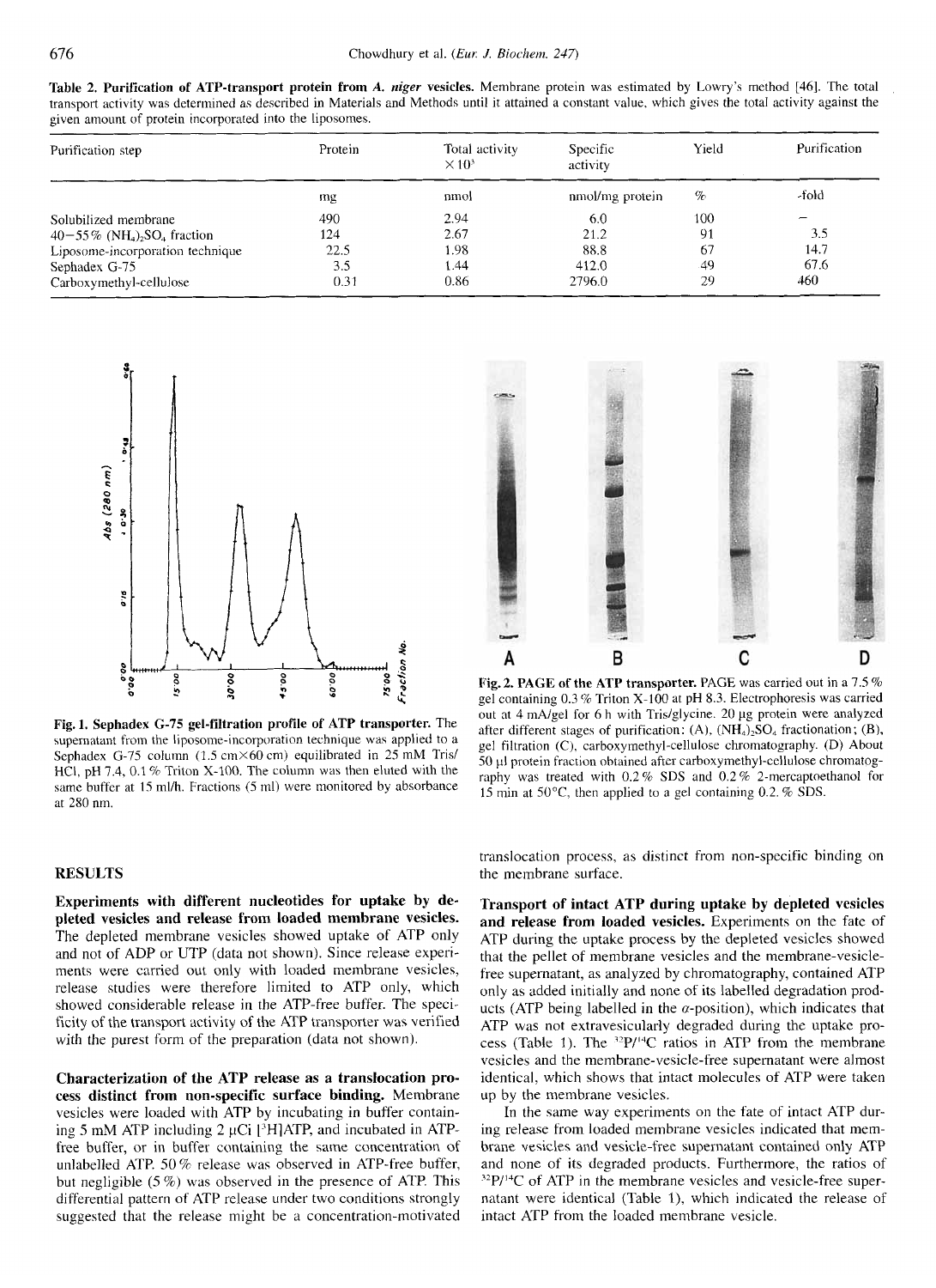**Table 2. Purification of ATP-transport protein from *A. niger* vesicles.** Membrane protein was estimated by Lowry's method [46]. The total transport activity was determined as described in Materials and Methods until it attained a constant value, which gives the total activity against the given amount of protein incorporated into the liposomes.

| Purification step | Protein | Total activity $\times 10^3$ | Specific activity | Yield | Purification |
|---|---|---|---|---|---|
| | mg | nmol | nmol/mg protein | % | -fold |
| Solubilized membrane | 490 | 2.94 | 6.0 | 100 | – |
| 40–55% $(NH_4)_2SO_4$ fraction | 124 | 2.67 | 21.2 | 91 | 3.5 |
| Liposome-incorporation technique | 22.5 | 1.98 | 88.8 | 67 | 14.7 |
| Sephadex G-75 | 3.5 | 1.44 | 412.0 | 49 | 67.6 |
| Carboxymethyl-cellulose | 0.31 | 0.86 | 2796.0 | 29 | 460 |

**Fig. 1. Sephadex G-75 gel-filtration profile of ATP transporter.** The supernatant from the liposome-incorporation technique was applied to a Sephadex G-75 column (1.5 cm×60 cm) equilibrated in 25 mM Tris/HCl, pH 7.4, 0.1% Triton X-100. The column was then eluted with the same buffer at 15 ml/h. Fractions (5 ml) were monitored by absorbance at 280 nm.

**Fig. 2. PAGE of the ATP transporter.** PAGE was carried out in a 7.5% gel containing 0.3% Triton X-100 at pH 8.3. Electrophoresis was carried out at 4 mA/gel for 6 h with Tris/glycine. 20 µg protein were analyzed after different stages of purification: (A), $(NH_4)_2SO_4$ fractionation; (B), gel filtration (C), carboxymethyl-cellulose chromatography. (D) About 50 µl protein fraction obtained after carboxymethyl-cellulose chromatography was treated with 0.2% SDS and 0.2% 2-mercaptoethanol for 15 min at 50°C, then applied to a gel containing 0.2.% SDS.

## RESULTS

**Experiments with different nucleotides for uptake by depleted vesicles and release from loaded membrane vesicles.** The depleted membrane vesicles showed uptake of ATP only and not of ADP or UTP (data not shown). Since release experiments were carried out only with loaded membrane vesicles, release studies were therefore limited to ATP only, which showed considerable release in the ATP-free buffer. The specificity of the transport activity of the ATP transporter was verified with the purest form of the preparation (data not shown).

**Characterization of the ATP release as a translocation process distinct from non-specific surface binding.** Membrane vesicles were loaded with ATP by incubating in buffer containing 5 mM ATP including 2 µCi [$^3$H]ATP, and incubated in ATP-free buffer, or in buffer containing the same concentration of unlabelled ATP. 50% release was observed in ATP-free buffer, but negligible (5%) was observed in the presence of ATP. This differential pattern of ATP release under two conditions strongly suggested that the release might be a concentration-motivated translocation process, as distinct from non-specific binding on the membrane surface.

**Transport of intact ATP during uptake by depleted vesicles and release from loaded vesicles.** Experiments on the fate of ATP during the uptake process by the depleted vesicles showed that the pellet of membrane vesicles and the membrane-vesicle-free supernatant, as analyzed by chromatography, contained ATP only as added initially and none of its labelled degradation products (ATP being labelled in the $\alpha$-position), which indicates that ATP was not extravesicularly degraded during the uptake process (Table 1). The $^{32}$P/$^{14}$C ratios in ATP from the membrane vesicles and the membrane-vesicle-free supernatant were almost identical, which shows that intact molecules of ATP were taken up by the membrane vesicles.

In the same way experiments on the fate of intact ATP during release from loaded membrane vesicles indicated that membrane vesicles and vesicle-free supernatant contained only ATP and none of its degraded products. Furthermore, the ratios of $^{32}$P/$^{14}$C of ATP in the membrane vesicles and vesicle-free supernatant were identical (Table 1), which indicated the release of intact ATP from the loaded membrane vesicle.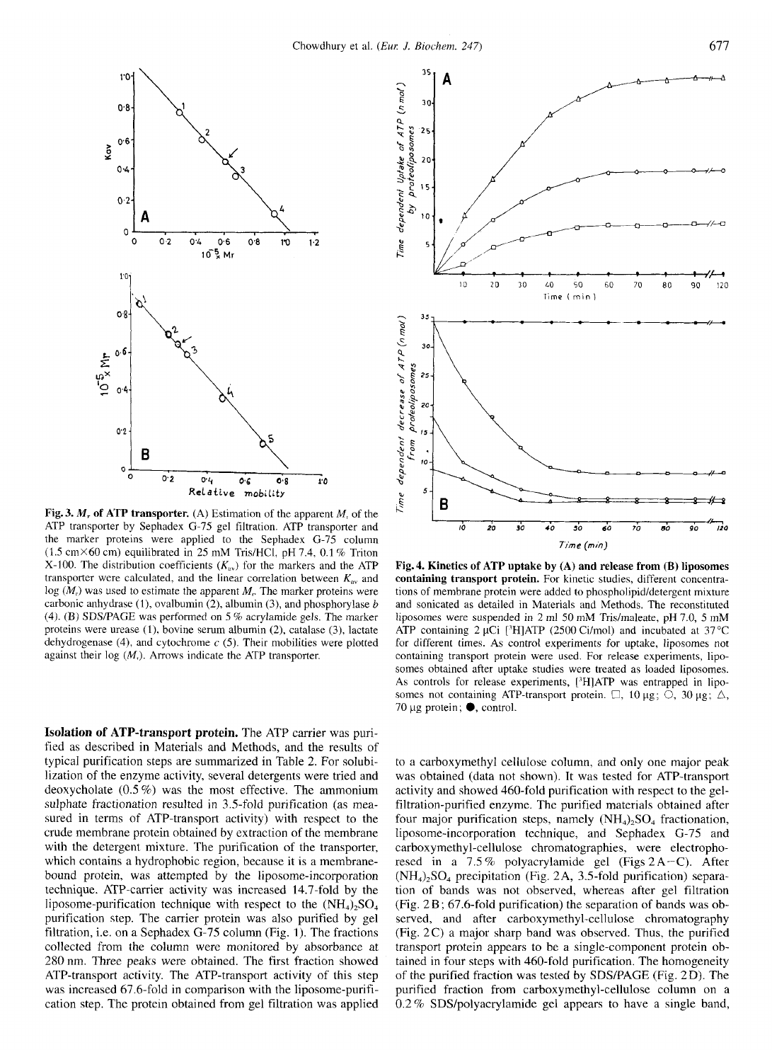**Fig. 3. $M_r$ of ATP transporter.** (A) Estimation of the apparent $M_r$ of the ATP transporter by Sephadex G-75 gel filtration. ATP transporter and the marker proteins were applied to the Sephadex G-75 column (1.5 cm×60 cm) equilibrated in 25 mM Tris/HCl, pH 7.4, 0.1% Triton X-100. The distribution coefficients ($K_{av}$) for the markers and the ATP transporter were calculated, and the linear correlation between $K_{av}$ and log ($M_r$) was used to estimate the apparent $M_r$. The marker proteins were carbonic anhydrase (1), ovalbumin (2), albumin (3), and phosphorylase *b* (4). (B) SDS/PAGE was performed on 5% acrylamide gels. The marker proteins were urease (1), bovine serum albumin (2), catalase (3), lactate dehydrogenase (4), and cytochrome *c* (5). Their mobilities were plotted against their log ($M_r$). Arrows indicate the ATP transporter.

**Fig. 4. Kinetics of ATP uptake by (A) and release from (B) liposomes containing transport protein.** For kinetic studies, different concentrations of membrane protein were added to phospholipid/detergent mixture and sonicated as detailed in Materials and Methods. The reconstituted liposomes were suspended in 2 ml 50 mM Tris/maleate, pH 7.0, 5 mM ATP containing 2 μCi [$^3$H]ATP (2500 Ci/mol) and incubated at 37°C for different times. As control experiments for uptake, liposomes not containing transport protein were used. For release experiments, liposomes obtained after uptake studies were treated as loaded liposomes. As controls for release experiments, [$^3$H]ATP was entrapped in liposomes not containing ATP-transport protein. □, 10 μg; ○, 30 μg; △, 70 μg protein; ●, control.

**Isolation of ATP-transport protein.** The ATP carrier was purified as described in Materials and Methods, and the results of typical purification steps are summarized in Table 2. For solubilization of the enzyme activity, several detergents were tried and deoxycholate (0.5%) was the most effective. The ammonium sulphate fractionation resulted in 3.5-fold purification (as measured in terms of ATP-transport activity) with respect to the crude membrane protein obtained by extraction of the membrane with the detergent mixture. The purification of the transporter, which contains a hydrophobic region, because it is a membrane-bound protein, was attempted by the liposome-incorporation technique. ATP-carrier activity was increased 14.7-fold by the liposome-purification technique with respect to the $(NH_4)_2SO_4$ purification step. The carrier protein was also purified by gel filtration, i.e. on a Sephadex G-75 column (Fig. 1). The fractions collected from the column were monitored by absorbance at 280 nm. Three peaks were obtained. The first fraction showed ATP-transport activity. The ATP-transport activity of this step was increased 67.6-fold in comparison with the liposome-purification step. The protein obtained from gel filtration was applied to a carboxymethyl cellulose column, and only one major peak was obtained (data not shown). It was tested for ATP-transport activity and showed 460-fold purification with respect to the gel-filtration-purified enzyme. The purified materials obtained after four major purification steps, namely $(NH_4)_2SO_4$ fractionation, liposome-incorporation technique, and Sephadex G-75 and carboxymethyl-cellulose chromatographies, were electrophoresed in a 7.5% polyacrylamide gel (Figs 2A–C). After $(NH_4)_2SO_4$ precipitation (Fig. 2A, 3.5-fold purification) separation of bands was not observed, whereas after gel filtration (Fig. 2B; 67.6-fold purification) the separation of bands was observed, and after carboxymethyl-cellulose chromatography (Fig. 2C) a major sharp band was observed. Thus, the purified transport protein appears to be a single-component protein obtained in four steps with 460-fold purification. The homogeneity of the purified fraction was tested by SDS/PAGE (Fig. 2D). The purified fraction from carboxymethyl-cellulose column on a 0.2% SDS/polyacrylamide gel appears to have a single band,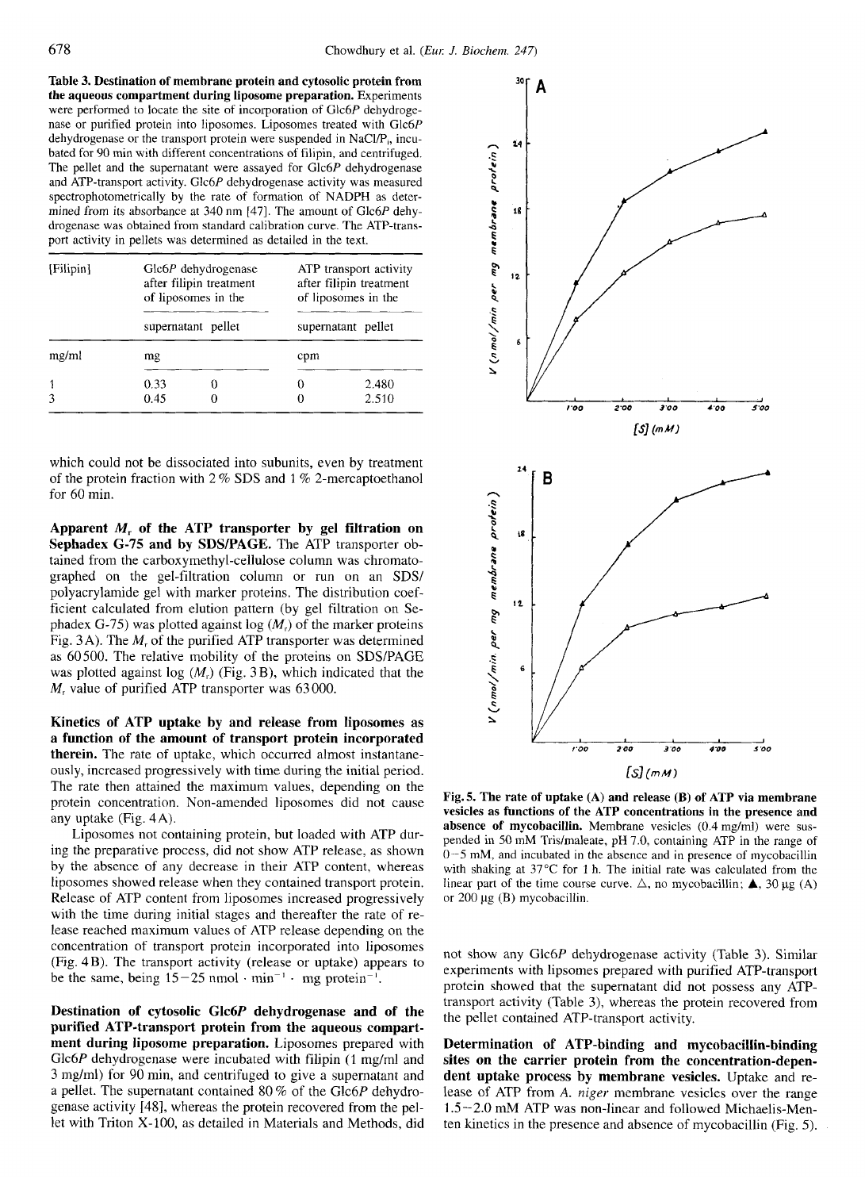**Table 3. Destination of membrane protein and cytosolic protein from the aqueous compartment during liposome preparation.** Experiments were performed to locate the site of incorporation of Glc6*P* dehydrogenase or purified protein into liposomes. Liposomes treated with Glc6*P* dehydrogenase or the transport protein were suspended in NaCl/$P_i$, incubated for 90 min with different concentrations of filipin, and centrifuged. The pellet and the supernatant were assayed for Glc6*P* dehydrogenase and ATP-transport activity. Glc6*P* dehydrogenase activity was measured spectrophotometrically by the rate of formation of NADPH as determined from its absorbance at 340 nm [47]. The amount of Glc6*P* dehydrogenase was obtained from standard calibration curve. The ATP-transport activity in pellets was determined as detailed in the text.

| [Filipin] | Glc6*P* dehydrogenase after filipin treatment of liposomes in the | | ATP transport activity after filipin treatment of liposomes in the | |
|---|---|---|---|---|
| | supernatant | pellet | supernatant | pellet |
| mg/ml | mg | | cpm | |
| 1 | 0.33 | 0 | 0 | 2.480 |
| 3 | 0.45 | 0 | 0 | 2.510 |

which could not be dissociated into subunits, even by treatment of the protein fraction with 2% SDS and 1% 2-mercaptoethanol for 60 min.

**Apparent $M_r$ of the ATP transporter by gel filtration on Sephadex G-75 and by SDS/PAGE.** The ATP transporter obtained from the carboxymethyl-cellulose column was chromatographed on the gel-filtration column or run on an SDS/polyacrylamide gel with marker proteins. The distribution coefficient calculated from elution pattern (by gel filtration on Sephadex G-75) was plotted against log ($M_r$) of the marker proteins Fig. 3A). The $M_r$ of the purified ATP transporter was determined as 60500. The relative mobility of the proteins on SDS/PAGE was plotted against log ($M_r$) (Fig. 3B), which indicated that the $M_r$ value of purified ATP transporter was 63000.

**Kinetics of ATP uptake by and release from liposomes as a function of the amount of transport protein incorporated therein.** The rate of uptake, which occurred almost instantaneously, increased progressively with time during the initial period. The rate then attained the maximum values, depending on the protein concentration. Non-amended liposomes did not cause any uptake (Fig. 4A).

Liposomes not containing protein, but loaded with ATP during the preparative process, did not show ATP release, as shown by the absence of any decrease in their ATP content, whereas liposomes showed release when they contained transport protein. Release of ATP content from liposomes increased progressively with the time during initial stages and thereafter the rate of release reached maximum values of ATP release depending on the concentration of transport protein incorporated into liposomes (Fig. 4B). The transport activity (release or uptake) appears to be the same, being 15–25 nmol · $min^{-1}$ · mg $protein^{-1}$.

**Destination of cytosolic Glc6*P* dehydrogenase and of the purified ATP-transport protein from the aqueous compartment during liposome preparation.** Liposomes prepared with Glc6*P* dehydrogenase were incubated with filipin (1 mg/ml and 3 mg/ml) for 90 min, and centrifuged to give a supernatant and a pellet. The supernatant contained 80% of the Glc6*P* dehydrogenase activity [48], whereas the protein recovered from the pellet with Triton X-100, as detailed in Materials and Methods, did not show any Glc6*P* dehydrogenase activity (Table 3). Similar experiments with lipsomes prepared with purified ATP-transport protein showed that the supernatant did not possess any ATP-transport activity (Table 3), whereas the protein recovered from the pellet contained ATP-transport activity.

**Determination of ATP-binding and mycobacillin-binding sites on the carrier protein from the concentration-dependent uptake process by membrane vesicles.** Uptake and release of ATP from *A. niger* membrane vesicles over the range 1.5–2.0 mM ATP was non-linear and followed Michaelis-Menten kinetics in the presence and absence of mycobacillin (Fig. 5).

**Fig. 5. The rate of uptake (A) and release (B) of ATP via membrane vesicles as functions of the ATP concentrations in the presence and absence of mycobacillin.** Membrane vesicles (0.4 mg/ml) were suspended in 50 mM Tris/maleate, pH 7.0, containing ATP in the range of 0–5 mM, and incubated in the absence and in presence of mycobacillin with shaking at 37°C for 1 h. The initial rate was calculated from the linear part of the time course curve. △, no mycobacillin; ▲, 30 µg (A) or 200 µg (B) mycobacillin.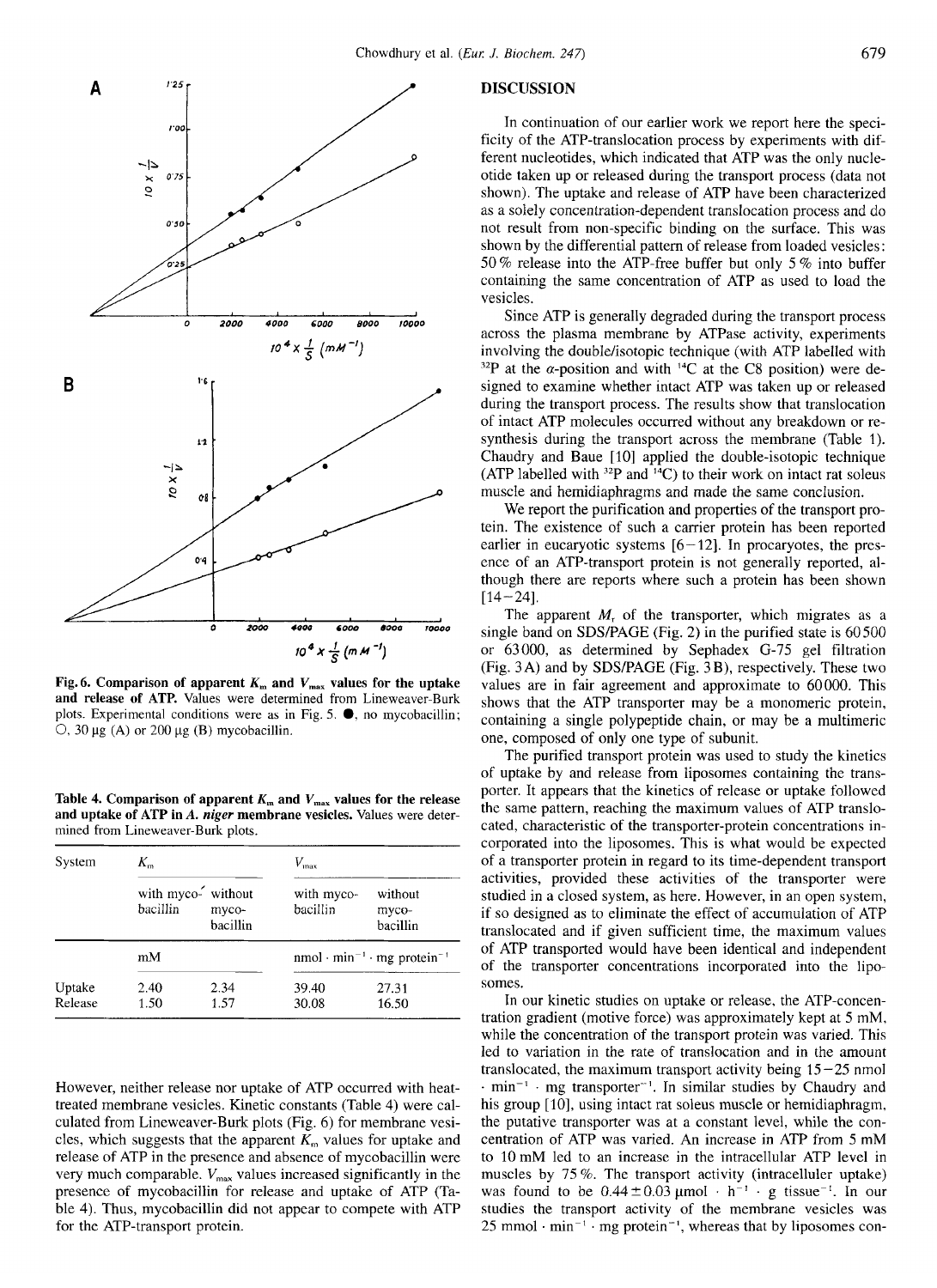Fig. 6. Comparison of apparent $K_m$ and $V_{max}$ values for the uptake and release of ATP. Values were determined from Lineweaver-Burk plots. Experimental conditions were as in Fig. 5. ●, no mycobacillin; ○, 30 µg (A) or 200 µg (B) mycobacillin.

Table 4. Comparison of apparent $K_m$ and $V_{max}$ values for the release and uptake of ATP in *A. niger* membrane vesicles. Values were determined from Lineweaver-Burk plots.

| System | $K_m$ | | $V_{max}$ | |
|---|---|---|---|---|
| | with mycobacillin | without mycobacillin | with mycobacillin | without mycobacillin |
| | mM | | nmol · min$^{-1}$ · mg protein$^{-1}$ | |
| Uptake | 2.40 | 2.34 | 39.40 | 27.31 |
| Release | 1.50 | 1.57 | 30.08 | 16.50 |

However, neither release nor uptake of ATP occurred with heat-treated membrane vesicles. Kinetic constants (Table 4) were calculated from Lineweaver-Burk plots (Fig. 6) for membrane vesicles, which suggests that the apparent $K_m$ values for uptake and release of ATP in the presence and absence of mycobacillin were very much comparable. $V_{max}$ values increased significantly in the presence of mycobacillin for release and uptake of ATP (Table 4). Thus, mycobacillin did not appear to compete with ATP for the ATP-transport protein.

## DISCUSSION

In continuation of our earlier work we report here the specificity of the ATP-translocation process by experiments with different nucleotides, which indicated that ATP was the only nucleotide taken up or released during the transport process (data not shown). The uptake and release of ATP have been characterized as a solely concentration-dependent translocation process and do not result from non-specific binding on the surface. This was shown by the differential pattern of release from loaded vesicles: 50% release into the ATP-free buffer but only 5% into buffer containing the same concentration of ATP as used to load the vesicles.

Since ATP is generally degraded during the transport process across the plasma membrane by ATPase activity, experiments involving the double/isotopic technique (with ATP labelled with $^{32}P$ at the $\alpha$-position and with $^{14}C$ at the C8 position) were designed to examine whether intact ATP was taken up or released during the transport process. The results show that translocation of intact ATP molecules occurred without any breakdown or resynthesis during the transport across the membrane (Table 1). Chaudry and Baue [10] applied the double-isotopic technique (ATP labelled with $^{32}P$ and $^{14}C$) to their work on intact rat soleus muscle and hemidiaphragms and made the same conclusion.

We report the purification and properties of the transport protein. The existence of such a carrier protein has been reported earlier in eucaryotic systems [6–12]. In procaryotes, the presence of an ATP-transport protein is not generally reported, although there are reports where such a protein has been shown [14–24].

The apparent $M_r$ of the transporter, which migrates as a single band on SDS/PAGE (Fig. 2) in the purified state is 60500 or 63000, as determined by Sephadex G-75 gel filtration (Fig. 3A) and by SDS/PAGE (Fig. 3B), respectively. These two values are in fair agreement and approximate to 60000. This shows that the ATP transporter may be a monomeric protein, containing a single polypeptide chain, or may be a multimeric one, composed of only one type of subunit.

The purified transport protein was used to study the kinetics of uptake by and release from liposomes containing the transporter. It appears that the kinetics of release or uptake followed the same pattern, reaching the maximum values of ATP translocated, characteristic of the transporter-protein concentrations incorporated into the liposomes. This is what would be expected of a transporter protein in regard to its time-dependent transport activities, provided these activities of the transporter were studied in a closed system, as here. However, in an open system, if so designed as to eliminate the effect of accumulation of ATP translocated and if given sufficient time, the maximum values of ATP transported would have been identical and independent of the transporter concentrations incorporated into the liposomes.

In our kinetic studies on uptake or release, the ATP-concentration gradient (motive force) was approximately kept at 5 mM, while the concentration of the transport protein was varied. This led to variation in the rate of translocation and in the amount translocated, the maximum transport activity being 15–25 nmol · min$^{-1}$ · mg transporter$^{-1}$. In similar studies by Chaudry and his group [10], using intact rat soleus muscle or hemidiaphragm, the putative transporter was at a constant level, while the concentration of ATP was varied. An increase in ATP from 5 mM to 10 mM led to an increase in the intracellular ATP level in muscles by 75%. The transport activity (intracelluler uptake) was found to be 0.44±0.03 µmol · h$^{-1}$ · g tissue$^{-1}$. In our studies the transport activity of the membrane vesicles was 25 mmol · min$^{-1}$ · mg protein$^{-1}$, whereas that by liposomes con-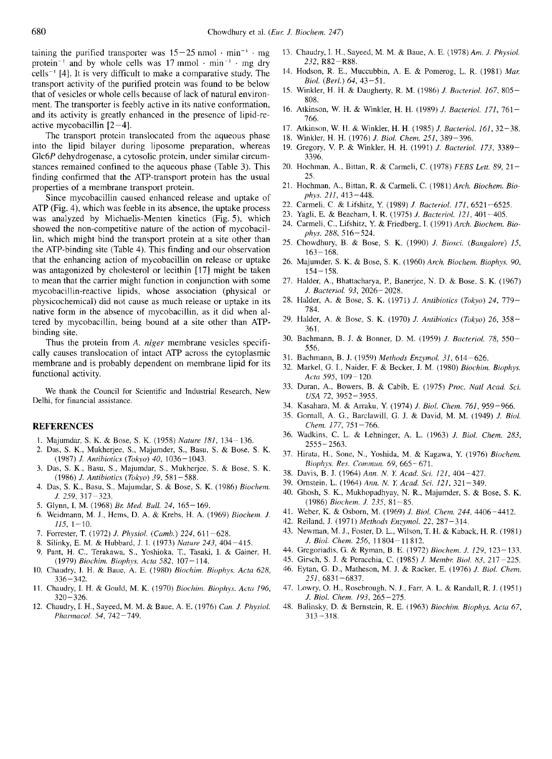taining the purified transporter was 15–25 nmol · min$^{-1}$ · mg protein$^{-1}$ and by whole cells was 17 mmol · min$^{-1}$ · mg dry cells$^{-1}$ [4]. It is very difficult to make a comparative study. The transport activity of the purified protein was found to be below that of vesicles or whole cells because of lack of natural environment. The transporter is feebly active in its native conformation, and its activity is greatly enhanced in the presence of lipid-reactive mycobacillin [2–4].

The transport protein translocated from the aqueous phase into the lipid bilayer during liposome preparation, whereas Glc6*P* dehydrogenase, a cytosolic protein, under similar circumstances remained confined to the aqueous phase (Table 3). This finding confirmed that the ATP-transport protein has the usual properties of a membrane transport protein.

Since mycobacillin caused enhanced release and uptake of ATP (Fig. 4), which was feeble in its absence, the uptake process was analyzed by Michaelis-Menten kinetics (Fig. 5), which showed the non-competitive nature of the action of mycobacillin, which might bind the transport protein at a site other than the ATP-binding site (Table 4). This finding and our observation that the enhancing action of mycobacillin on release or uptake was antagonized by cholesterol or lecithin [17] might be taken to mean that the carrier might function in conjunction with some mycobacillin-reactive lipids, whose association (physical or physicochemical) did not cause as much release or uptake in its native form in the absence of mycobacillin, as it did when altered by mycobacillin, being bound at a site other than ATP-binding site.

Thus the protein from *A. niger* membrane vesicles specifically causes translocation of intact ATP across the cytoplasmic membrane and is probably dependent on membrane lipid for its functional activity.

We thank the Council for Scientific and Industrial Research, New Delhi, for financial assistance.

## REFERENCES

1. Majumdar, S. K. & Bose, S. K. (1958) *Nature 181*, 134–136.
2. Das, S. K., Mukherjee, S., Majumder, S., Basu, S. & Bose, S. K. (1987) *J. Antibiotics (Tokyo) 40*, 1036–1043.
3. Das, S. K., Basu, S., Majumdar, S., Mukherjee, S. & Bose, S. K. (1986) *J. Antibiotics (Tokyo) 39*, 581–588.
4. Das, S. K., Basu, S., Majumdar, S. & Bose, S. K. (1986) *Biochem. J. 259*, 317–323.
5. Glynn, I. M. (1968) *Br. Med. Bull. 24*, 165–169.
6. Weidmann, M. J., Hems, D. A. & Krebs, H. A. (1969) *Biochem. J. 115*, 1–10.
7. Forrester, T. (1972) *J. Physiol. (Camb.) 224*, 611–628.
8. Silinky, E. M. & Hubbard, J. I. (1973) *Nature 243*, 404–415.
9. Pant, H. C., Terakawa, S., Yoshioka, T., Tasaki, I. & Gainer, H. (1979) *Biochim. Biophys. Acta 582*, 107–114.
10. Chaudry, I. H. & Baue, A. E. (1980) *Biochim. Biophys. Acta 628*, 336–342.
11. Chaudry, I. H. & Gould, M. K. (1970) *Biochim. Biophys. Acta 196*, 320–326.
12. Chaudry, I. H., Sayeed, M. M. & Baue, A. E. (1976) *Can. J. Physiol. Pharmacol. 54*, 742–749.
13. Chaudry, I. H., Sayeed, M. M. & Baue, A. E. (1978) *Am. J. Physiol. 232*, R82–R88.
14. Hodson, R. E., Muccubbin, A. E. & Pomerog, L. R. (1981) *Mar. Biol. (Berl.) 64*, 43–51.
15. Winkler, H. H. & Daugherty, R. M. (1986) *J. Bacteriol. 167*, 805–808.
16. Atkinson, W. H. & Winkler, H. H. (1989) *J. Bacteriol. 171*, 761–766.
17. Atkinson, W. H. & Winkler, H. H. (1985) *J. Bacteriol. 161*, 32–38.
18. Winkler, H. H. (1976) *J. Biol. Chem. 251*, 389–396.
19. Gregory, V. P. & Winkler, H. H. (1991) *J. Bacteriol. 173*, 3389–3396.
20. Hochman, A., Bittan, R. & Carmeli, C. (1978) *FEBS Lett. 89*, 21–25.
21. Hochman, A., Bittan, R. & Carmeli, C. (1981) *Arch. Biochem. Biophys. 211*, 413–448.
22. Carmeli, C. & Lifshitz, Y. (1989) *J. Bacteriol. 171*, 6521–6525.
23. Yagli, E. & Beacham, I. R. (1975) *J. Bacteriol. 121*, 401–405.
24. Carmeli, C., Lifshitz, Y. & Friedberg, I. (1991) *Arch. Biochem. Biophys. 288*, 516–524.
25. Chowdhury, B. & Bose, S. K. (1990) *J. Biosci. (Bangalore) 15*, 163–168.
26. Majumder, S. K. & Bose, S. K. (1960) *Arch. Biochem. Biophys. 90*, 154–158.
27. Halder, A., Bhattacharya, P., Banerjee, N. D. & Bose, S. K. (1967) *J. Bacteriol. 93*, 2026–2028.
28. Halder, A. & Bose, S. K. (1971) *J. Antibiotics (Tokyo) 24*, 779–784.
29. Halder, A. & Bose, S. K. (1970) *J. Antibiotics (Tokyo) 26*, 358–361.
30. Bachmann, B. J. & Bonner, D. M. (1959) *J. Bacteriol. 78*, 550–556.
31. Bachmann, B. J. (1959) *Methods Enzymol. 31*, 614–626.
32. Markel, G. L., Naider, F. & Becker, J. M. (1980) *Biochim. Biophys. Acta 595*, 109–120.
33. Duran, A., Bowers, B. & Cabib, E. (1975) *Proc. Natl Acad. Sci. USA 72*, 3952–3955.
34. Kasahara, M. & Arraku, Y. (1974) *J. Biol. Chem. 761*, 959–966.
35. Gornall, A. G., Barclawill, G. J. & David, M. M. (1949) *J. Biol. Chem. 177*, 751–766.
36. Wadkins, C. L. & Lehninger, A. L. (1963) *J. Biol. Chem. 283*, 2555–2563.
37. Hirata, H., Sone, N., Yoshida, M. & Kagawa, Y. (1976) *Biochem. Biophys. Res. Commun. 69*, 665–671.
38. Davis, B. J. (1964) *Ann. N. Y. Acad. Sci. 121*, 404–427.
39. Ornstein, L. (1964) *Ann. N. Y. Acad. Sci. 121*, 321–349.
40. Ghosh, S. K., Mukhopadhyay, N. R., Majumder, S. & Bose, S. K. (1986) *Biochem. J. 235*, 81–85.
41. Weber, K. & Osborn, M. (1969) *J. Biol. Chem. 244*, 4406–4412.
42. Reiland, J. (1971) *Methods Enzymol. 22*, 287–314.
43. Newman, M. J., Foster, D. L., Wilson, T. H. & Kaback, H. R. (1981) *J. Biol. Chem. 256*, 11804–11812.
44. Gregoriadis, G. & Ryman, B. E. (1972) *Biochem. J. 129*, 123–133.
45. Girsch, S. J. & Peracchia, C. (1985) *J. Membr. Biol. 83*, 217–225.
46. Eytan, G. D., Matheson, M. J. & Racker, E. (1976) *J. Biol. Chem. 251*, 6831–6837.
47. Lowry, O. H., Rosebrough, N. J., Farr, A. L. & Randall, R. J. (1951) *J. Biol. Chem. 193*, 265–275.
48. Balinsky, D. & Bernstein, R. E. (1963) *Biochim. Biophys. Acta 67*, 313–318.